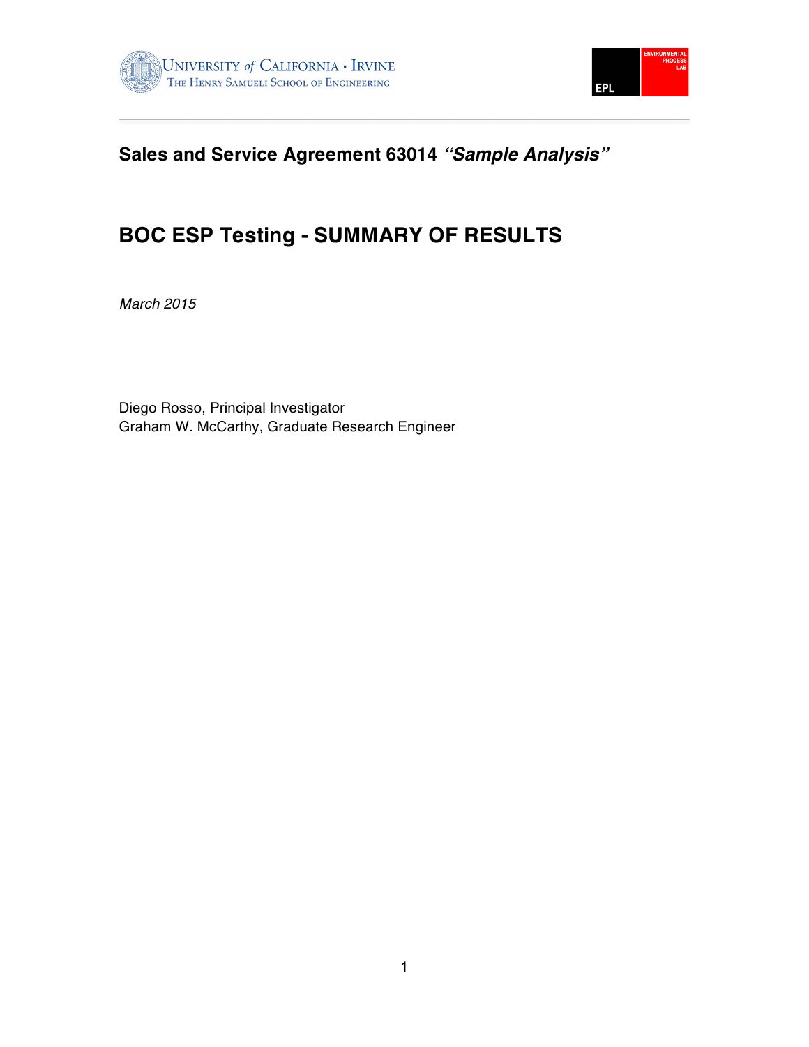UNIVERSITY of CALIFORNIA · IRVINE
THE HENRY SAMUELI SCHOOL OF ENGINEERING

EPL ENVIRONMENTAL PROCESS LAB

## Sales and Service Agreement 63014 *"Sample Analysis"*

# BOC ESP Testing - SUMMARY OF RESULTS

*March 2015*

Diego Rosso, Principal Investigator
Graham W. McCarthy, Graduate Research Engineer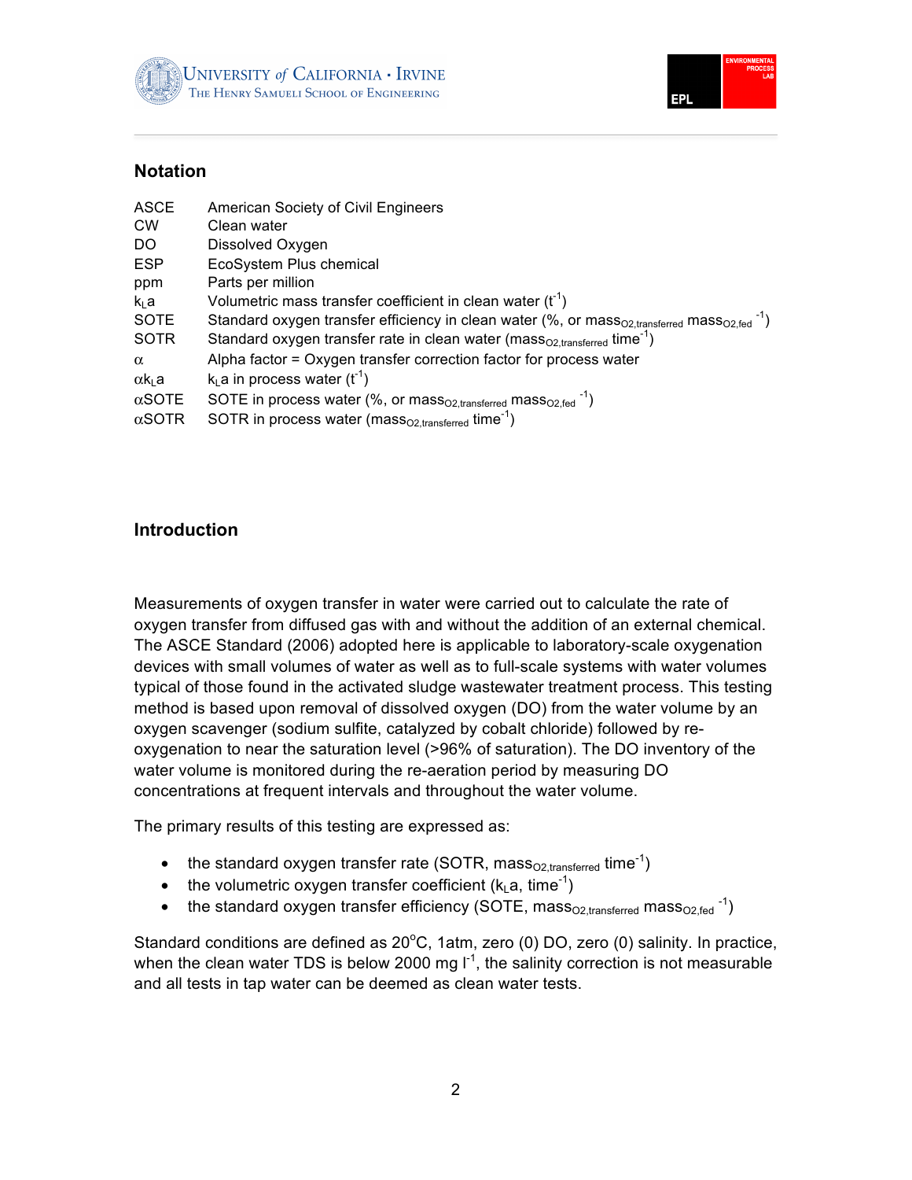## Notation

| | |
|---|---|
| ASCE | American Society of Civil Engineers |
| CW | Clean water |
| DO | Dissolved Oxygen |
| ESP | EcoSystem Plus chemical |
| ppm | Parts per million |
| $k_La$ | Volumetric mass transfer coefficient in clean water ($t^{-1}$) |
| SOTE | Standard oxygen transfer efficiency in clean water (%, or $mass_{O2,transferred}$ $mass_{O2,fed}$ $^{-1}$) |
| SOTR | Standard oxygen transfer rate in clean water ($mass_{O2,transferred}$ $time^{-1}$) |
| $\alpha$ | Alpha factor = Oxygen transfer correction factor for process water |
| $\alpha k_La$ | $k_La$ in process water ($t^{-1}$) |
| $\alpha$SOTE | SOTE in process water (%, or $mass_{O2,transferred}$ $mass_{O2,fed}$ $^{-1}$) |
| $\alpha$SOTR | SOTR in process water ($mass_{O2,transferred}$ $time^{-1}$) |

## Introduction

Measurements of oxygen transfer in water were carried out to calculate the rate of oxygen transfer from diffused gas with and without the addition of an external chemical. The ASCE Standard (2006) adopted here is applicable to laboratory-scale oxygenation devices with small volumes of water as well as to full-scale systems with water volumes typical of those found in the activated sludge wastewater treatment process. This testing method is based upon removal of dissolved oxygen (DO) from the water volume by an oxygen scavenger (sodium sulfite, catalyzed by cobalt chloride) followed by re-oxygenation to near the saturation level (>96% of saturation). The DO inventory of the water volume is monitored during the re-aeration period by measuring DO concentrations at frequent intervals and throughout the water volume.

The primary results of this testing are expressed as:

- the standard oxygen transfer rate (SOTR, $mass_{O2,transferred}$ $time^{-1}$)
- the volumetric oxygen transfer coefficient ($k_La$, $time^{-1}$)
- the standard oxygen transfer efficiency (SOTE, $mass_{O2,transferred}$ $mass_{O2,fed}$ $^{-1}$)

Standard conditions are defined as 20°C, 1atm, zero (0) DO, zero (0) salinity. In practice, when the clean water TDS is below 2000 mg $l^{-1}$, the salinity correction is not measurable and all tests in tap water can be deemed as clean water tests.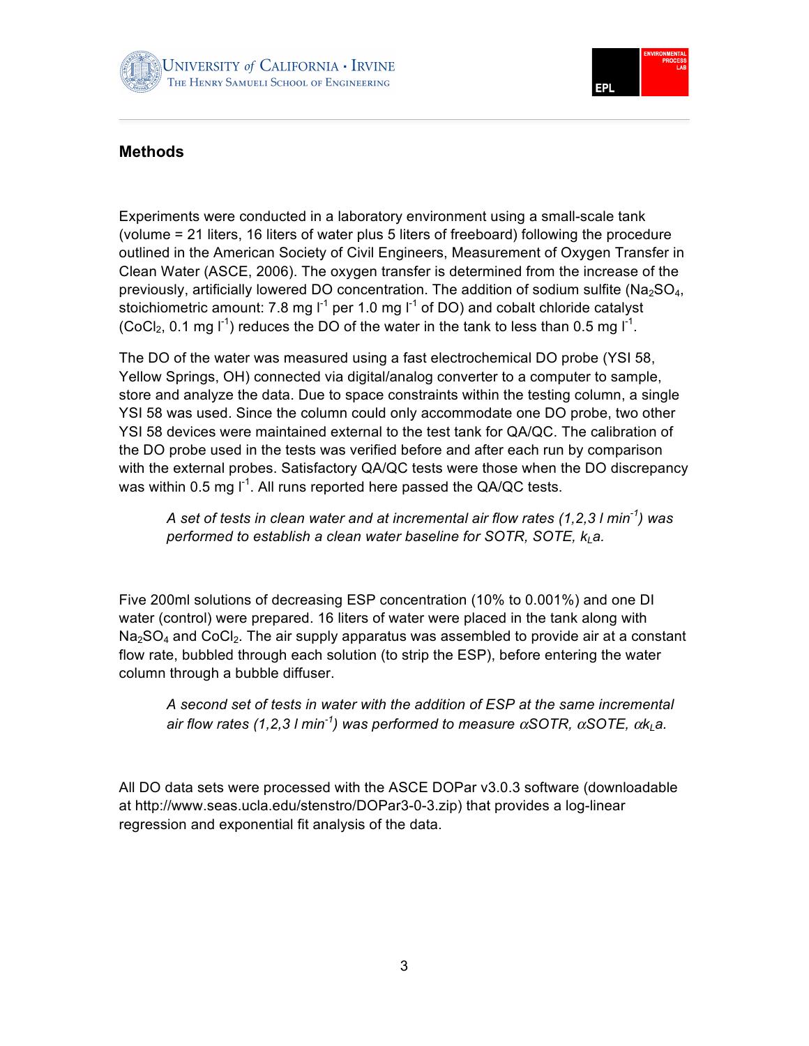## Methods

Experiments were conducted in a laboratory environment using a small-scale tank (volume = 21 liters, 16 liters of water plus 5 liters of freeboard) following the procedure outlined in the American Society of Civil Engineers, Measurement of Oxygen Transfer in Clean Water (ASCE, 2006). The oxygen transfer is determined from the increase of the previously, artificially lowered DO concentration. The addition of sodium sulfite ($Na_2SO_4$, stoichiometric amount: 7.8 mg $l^{-1}$ per 1.0 mg $l^{-1}$ of DO) and cobalt chloride catalyst ($CoCl_2$, 0.1 mg $l^{-1}$) reduces the DO of the water in the tank to less than 0.5 mg $l^{-1}$.

The DO of the water was measured using a fast electrochemical DO probe (YSI 58, Yellow Springs, OH) connected via digital/analog converter to a computer to sample, store and analyze the data. Due to space constraints within the testing column, a single YSI 58 was used. Since the column could only accommodate one DO probe, two other YSI 58 devices were maintained external to the test tank for QA/QC. The calibration of the DO probe used in the tests was verified before and after each run by comparison with the external probes. Satisfactory QA/QC tests were those when the DO discrepancy was within 0.5 mg $l^{-1}$. All runs reported here passed the QA/QC tests.

> *A set of tests in clean water and at incremental air flow rates (1,2,3 l min$^{-1}$) was performed to establish a clean water baseline for SOTR, SOTE, $k_La$.*

Five 200ml solutions of decreasing ESP concentration (10% to 0.001%) and one DI water (control) were prepared. 16 liters of water were placed in the tank along with $Na_2SO_4$ and $CoCl_2$. The air supply apparatus was assembled to provide air at a constant flow rate, bubbled through each solution (to strip the ESP), before entering the water column through a bubble diffuser.

> *A second set of tests in water with the addition of ESP at the same incremental air flow rates (1,2,3 l min$^{-1}$) was performed to measure $\alpha$SOTR, $\alpha$SOTE, $\alpha k_La$.*

All DO data sets were processed with the ASCE DOPar v3.0.3 software (downloadable at http://www.seas.ucla.edu/stenstro/DOPar3-0-3.zip) that provides a log-linear regression and exponential fit analysis of the data.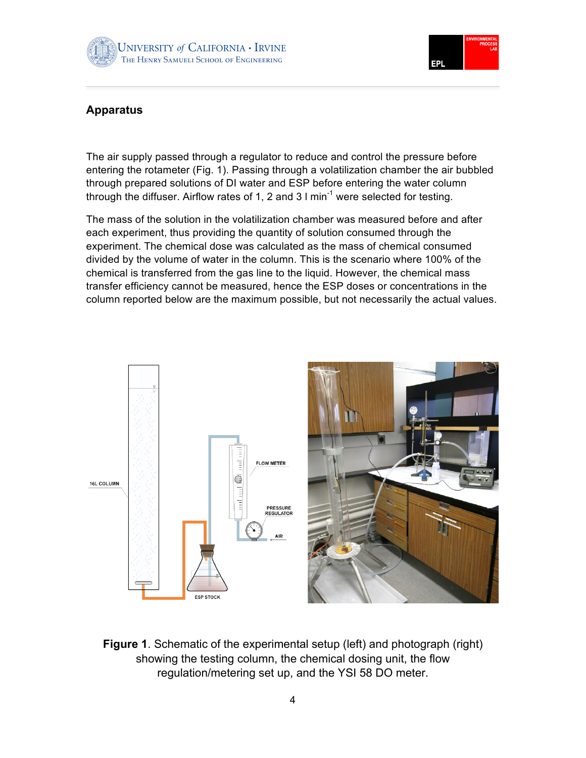## Apparatus

The air supply passed through a regulator to reduce and control the pressure before entering the rotameter (Fig. 1). Passing through a volatilization chamber the air bubbled through prepared solutions of DI water and ESP before entering the water column through the diffuser. Airflow rates of 1, 2 and 3 l $min^{-1}$ were selected for testing.

The mass of the solution in the volatilization chamber was measured before and after each experiment, thus providing the quantity of solution consumed through the experiment. The chemical dose was calculated as the mass of chemical consumed divided by the volume of water in the column. This is the scenario where 100% of the chemical is transferred from the gas line to the liquid. However, the chemical mass transfer efficiency cannot be measured, hence the ESP doses or concentrations in the column reported below are the maximum possible, but not necessarily the actual values.

16L COLUMN

FLOW METER

PRESSURE REGULATOR

AIR

ESP STOCK

**Figure 1**. Schematic of the experimental setup (left) and photograph (right) showing the testing column, the chemical dosing unit, the flow regulation/metering set up, and the YSI 58 DO meter.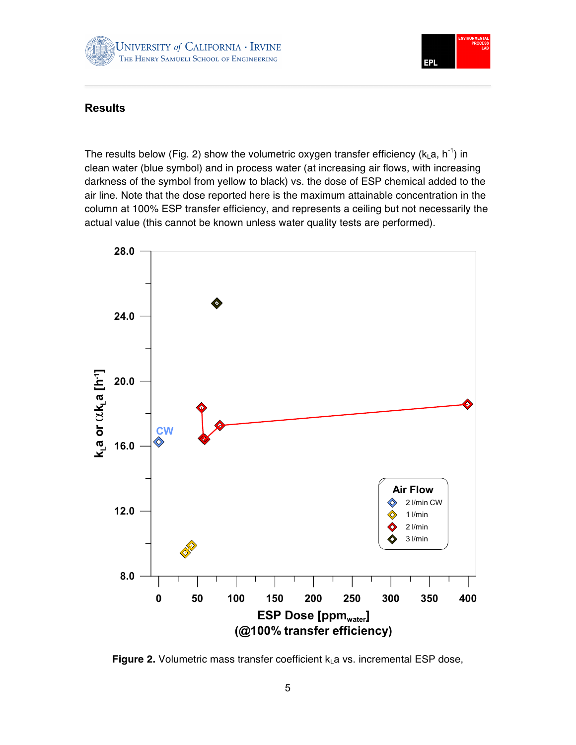## Results

The results below (Fig. 2) show the volumetric oxygen transfer efficiency ($k_La$, $h^{-1}$) in clean water (blue symbol) and in process water (at increasing air flows, with increasing darkness of the symbol from yellow to black) vs. the dose of ESP chemical added to the air line. Note that the dose reported here is the maximum attainable concentration in the column at 100% ESP transfer efficiency, and represents a ceiling but not necessarily the actual value (this cannot be known unless water quality tests are performed).

$k_La$ or $\alpha k_La$ [$h^{-1}$]

28.0
24.0
20.0
16.0
12.0
8.0

CW

Air Flow
2 l/min CW
1 l/min
2 l/min
3 l/min

0 50 100 150 200 250 300 350 400

ESP Dose [$ppm_{water}$]
(@100% transfer efficiency)

**Figure 2.** Volumetric mass transfer coefficient $k_La$ vs. incremental ESP dose,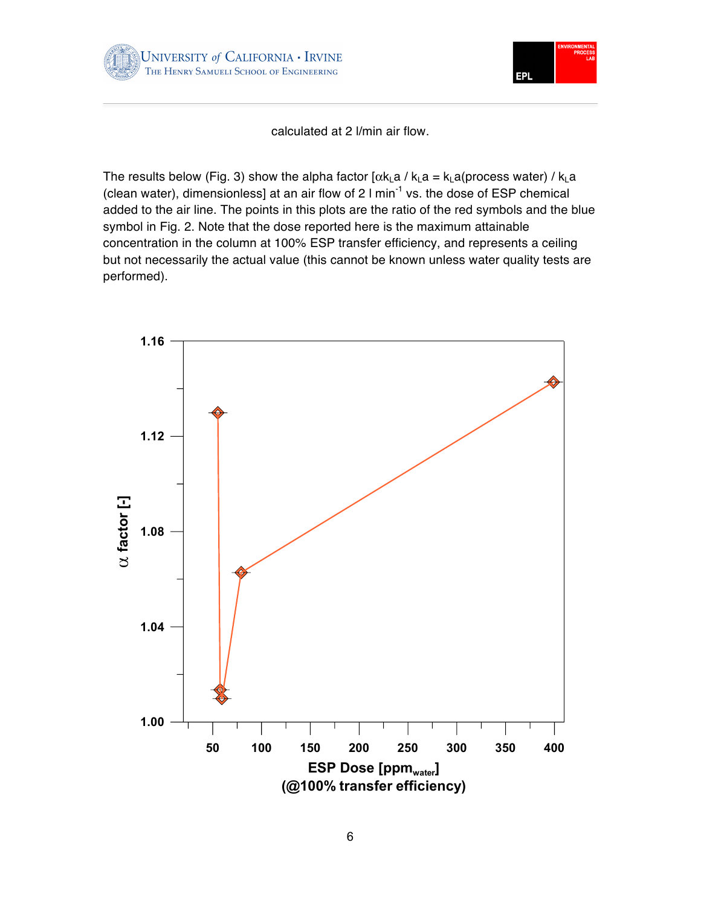calculated at 2 l/min air flow.

The results below (Fig. 3) show the alpha factor [$\alpha k_La$ / $k_La$ = $k_La$(process water) / $k_La$ (clean water), dimensionless] at an air flow of 2 l $min^{-1}$ vs. the dose of ESP chemical added to the air line. The points in this plots are the ratio of the red symbols and the blue symbol in Fig. 2. Note that the dose reported here is the maximum attainable concentration in the column at 100% ESP transfer efficiency, and represents a ceiling but not necessarily the actual value (this cannot be known unless water quality tests are performed).

1.16
1.12
1.08
1.04
1.00
$\alpha$ factor [-]
50
100
150
200
250
300
350
400
ESP Dose [$ppm_{water}$]
(@100% transfer efficiency)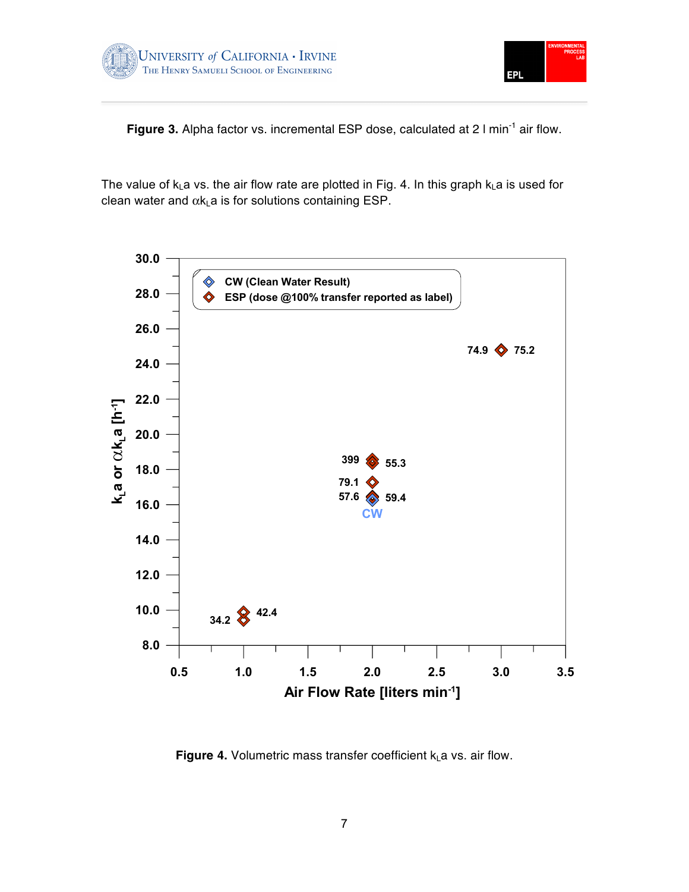**Figure 3.** Alpha factor vs. incremental ESP dose, calculated at 2 l min$^{-1}$ air flow.

The value of $k_La$ vs. the air flow rate are plotted in Fig. 4. In this graph $k_La$ is used for clean water and $\alpha k_La$ is for solutions containing ESP.

CW (Clean Water Result)
ESP (dose @100% transfer reported as label)

74.9 75.2
399 55.3
79.1
57.6 59.4
CW
34.2 42.4

$k_La$ or $\alpha k_La$ [h$^{-1}$]
30.0
28.0
26.0
24.0
22.0
20.0
18.0
16.0
14.0
12.0
10.0
8.0

0.5 1.0 1.5 2.0 2.5 3.0 3.5
Air Flow Rate [liters min$^{-1}$]

**Figure 4.** Volumetric mass transfer coefficient $k_La$ vs. air flow.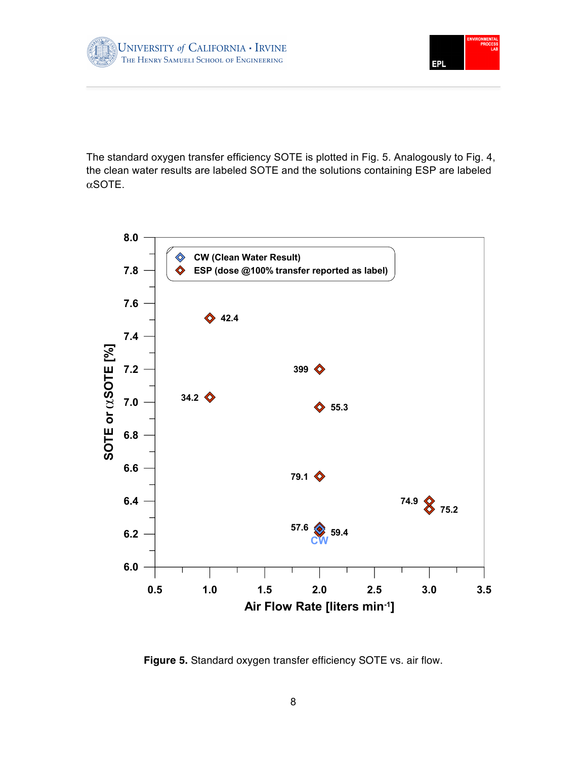The standard oxygen transfer efficiency SOTE is plotted in Fig. 5. Analogously to Fig. 4, the clean water results are labeled SOTE and the solutions containing ESP are labeled αSOTE.

CW (Clean Water Result)
ESP (dose @100% transfer reported as label)

42.4
399
34.2
55.3
79.1
74.9
75.2
57.6
59.4
CW

SOTE or αSOTE [%]

8.0
7.8
7.6
7.4
7.2
7.0
6.8
6.6
6.4
6.2
6.0

0.5
1.0
1.5
2.0
2.5
3.0
3.5

Air Flow Rate [liters min$^{-1}$]

**Figure 5.** Standard oxygen transfer efficiency SOTE vs. air flow.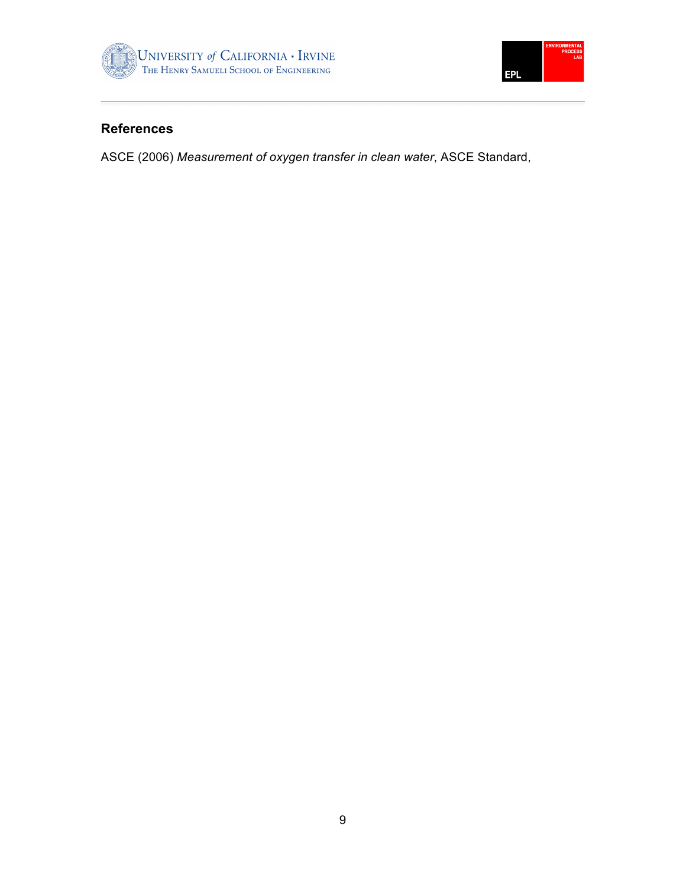## References

ASCE (2006) *Measurement of oxygen transfer in clean water*, ASCE Standard,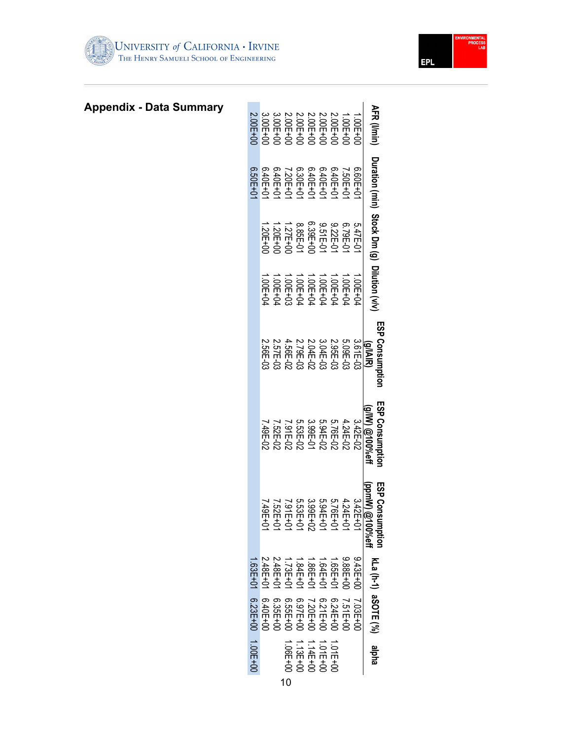## Appendix - Data Summary

| AFR (l/min) | Duration (min) | Stock Dm (g) | Dilution (v/v) | ESP Consumption (g/lAIR) | ESP Consumption (g/lW) @100%eff | ESP Consumption (ppmW) @100%eff | kLa (h-1) | aSOTE (%) | alpha |
|---|---|---|---|---|---|---|---|---|---|
| 1.00E+00 | 6.60E+01 | 5.47E-01 | 1.00E+04 | 3.61E-03 | 3.42E-02 | 3.42E+01 | 9.43E+00 | 7.03E+00 | |
| 1.00E+00 | 7.50E+01 | 6.79E-01 | 1.00E+04 | 5.09E-03 | 4.24E-02 | 4.24E+01 | 9.88E+00 | 7.51E+00 | |
| 2.00E+00 | 6.40E+01 | 9.22E-01 | 1.00E+04 | 2.95E-03 | 5.76E-02 | 5.76E+01 | 1.65E+01 | 6.24E+00 | 1.01E+00 |
| 2.00E+00 | 6.40E+01 | 9.51E-01 | 1.00E+04 | 3.04E-03 | 5.94E-02 | 5.94E+01 | 1.64E+01 | 6.21E+00 | 1.01E+00 |
| 2.00E+00 | 6.40E+01 | 6.39E+00 | 1.00E+04 | 2.04E-02 | 3.99E-01 | 3.99E+02 | 1.86E+01 | 7.20E+00 | 1.14E+00 |
| 2.00E+00 | 6.30E+01 | 8.85E-01 | 1.00E+04 | 2.79E-03 | 5.53E-02 | 5.53E+01 | 1.84E+01 | 6.97E+00 | 1.13E+00 |
| 2.00E+00 | 7.20E+01 | 1.27E+00 | 1.00E+03 | 4.56E-02 | 7.91E-02 | 7.91E+01 | 1.73E+01 | 6.55E+00 | 1.06E+00 |
| 3.00E+00 | 6.40E+01 | 1.20E+00 | 1.00E+04 | 2.57E-03 | 7.52E-02 | 7.52E+01 | 2.48E+01 | 6.35E+00 | |
| 3.00E+00 | 6.40E+01 | 1.20E+00 | 1.00E+04 | 2.56E-03 | 7.49E-02 | 7.49E+01 | 2.48E+01 | 6.40E+00 | |
| 2.00E+00 | 6.50E+01 | | | | | | 1.63E+01 | 6.23E+00 | 1.00E+00 |